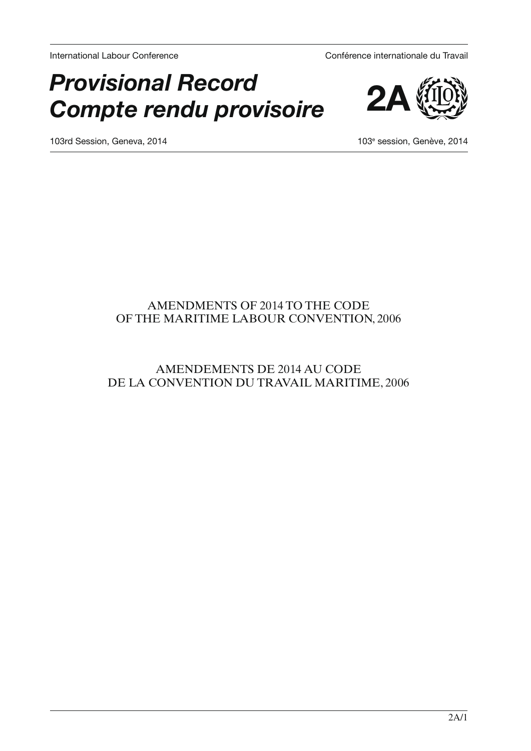International Labour Conference — Conférence internationale du Travail

# *Provisional Record*
# *Compte rendu provisoire*

**2A**

103rd Session, Geneva, 2014 — 103e session, Genève, 2014

## AMENDMENTS OF 2014 TO THE CODE OF THE MARITIME LABOUR CONVENTION, 2006

## AMENDEMENTS DE 2014 AU CODE DE LA CONVENTION DU TRAVAIL MARITIME, 2006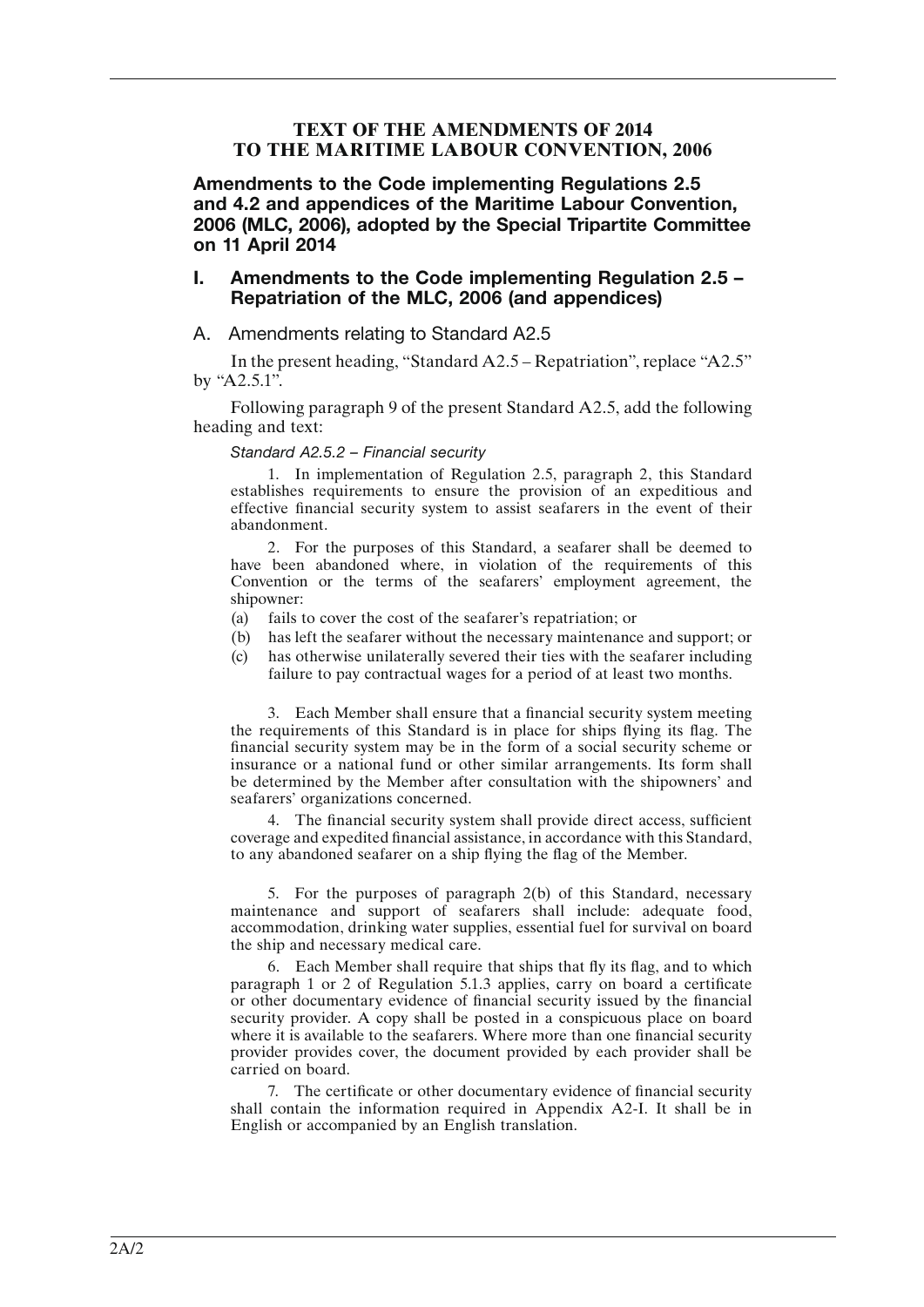# TEXT OF THE AMENDMENTS OF 2014 TO THE MARITIME LABOUR CONVENTION, 2006

## Amendments to the Code implementing Regulations 2.5 and 4.2 and appendices of the Maritime Labour Convention, 2006 (MLC, 2006), adopted by the Special Tripartite Committee on 11 April 2014

## I. Amendments to the Code implementing Regulation 2.5 – Repatriation of the MLC, 2006 (and appendices)

### A. Amendments relating to Standard A2.5

In the present heading, "Standard A2.5 – Repatriation", replace "A2.5" by "A2.5.1".

Following paragraph 9 of the present Standard A2.5, add the following heading and text:

*Standard A2.5.2 – Financial security*

1. In implementation of Regulation 2.5, paragraph 2, this Standard establishes requirements to ensure the provision of an expeditious and effective financial security system to assist seafarers in the event of their abandonment.

2. For the purposes of this Standard, a seafarer shall be deemed to have been abandoned where, in violation of the requirements of this Convention or the terms of the seafarers' employment agreement, the shipowner:

(a) fails to cover the cost of the seafarer's repatriation; or
(b) has left the seafarer without the necessary maintenance and support; or
(c) has otherwise unilaterally severed their ties with the seafarer including failure to pay contractual wages for a period of at least two months.

3. Each Member shall ensure that a financial security system meeting the requirements of this Standard is in place for ships flying its flag. The financial security system may be in the form of a social security scheme or insurance or a national fund or other similar arrangements. Its form shall be determined by the Member after consultation with the shipowners' and seafarers' organizations concerned.

4. The financial security system shall provide direct access, sufficient coverage and expedited financial assistance, in accordance with this Standard, to any abandoned seafarer on a ship flying the flag of the Member.

5. For the purposes of paragraph 2(b) of this Standard, necessary maintenance and support of seafarers shall include: adequate food, accommodation, drinking water supplies, essential fuel for survival on board the ship and necessary medical care.

6. Each Member shall require that ships that fly its flag, and to which paragraph 1 or 2 of Regulation 5.1.3 applies, carry on board a certificate or other documentary evidence of financial security issued by the financial security provider. A copy shall be posted in a conspicuous place on board where it is available to the seafarers. Where more than one financial security provider provides cover, the document provided by each provider shall be carried on board.

7. The certificate or other documentary evidence of financial security shall contain the information required in Appendix A2-I. It shall be in English or accompanied by an English translation.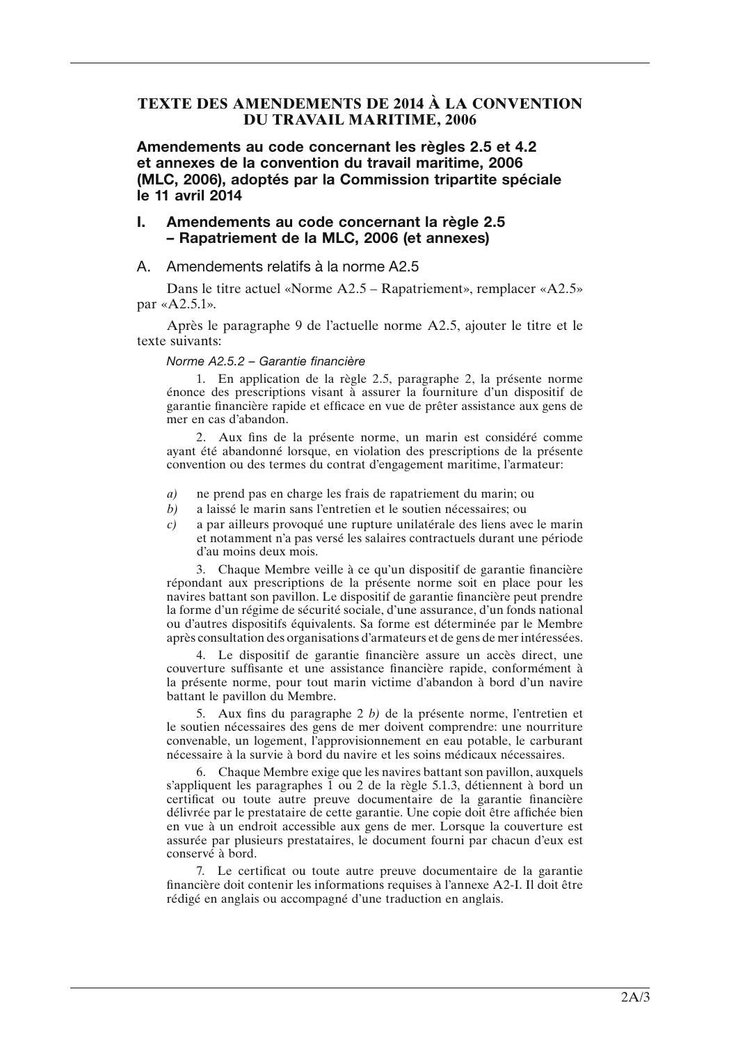# TEXTE DES AMENDEMENTS DE 2014 À LA CONVENTION DU TRAVAIL MARITIME, 2006

## Amendements au code concernant les règles 2.5 et 4.2 et annexes de la convention du travail maritime, 2006 (MLC, 2006), adoptés par la Commission tripartite spéciale le 11 avril 2014

## I. Amendements au code concernant la règle 2.5 – Rapatriement de la MLC, 2006 (et annexes)

### A. Amendements relatifs à la norme A2.5

Dans le titre actuel «Norme A2.5 – Rapatriement», remplacer «A2.5» par «A2.5.1».

Après le paragraphe 9 de l'actuelle norme A2.5, ajouter le titre et le texte suivants:

*Norme A2.5.2 – Garantie financière*

1. En application de la règle 2.5, paragraphe 2, la présente norme énonce des prescriptions visant à assurer la fourniture d'un dispositif de garantie financière rapide et efficace en vue de prêter assistance aux gens de mer en cas d'abandon.

2. Aux fins de la présente norme, un marin est considéré comme ayant été abandonné lorsque, en violation des prescriptions de la présente convention ou des termes du contrat d'engagement maritime, l'armateur:

*a)* ne prend pas en charge les frais de rapatriement du marin; ou
*b)* a laissé le marin sans l'entretien et le soutien nécessaires; ou
*c)* a par ailleurs provoqué une rupture unilatérale des liens avec le marin et notamment n'a pas versé les salaires contractuels durant une période d'au moins deux mois.

3. Chaque Membre veille à ce qu'un dispositif de garantie financière répondant aux prescriptions de la présente norme soit en place pour les navires battant son pavillon. Le dispositif de garantie financière peut prendre la forme d'un régime de sécurité sociale, d'une assurance, d'un fonds national ou d'autres dispositifs équivalents. Sa forme est déterminée par le Membre après consultation des organisations d'armateurs et de gens de mer intéressées.

4. Le dispositif de garantie financière assure un accès direct, une couverture suffisante et une assistance financière rapide, conformément à la présente norme, pour tout marin victime d'abandon à bord d'un navire battant le pavillon du Membre.

5. Aux fins du paragraphe 2 *b)* de la présente norme, l'entretien et le soutien nécessaires des gens de mer doivent comprendre: une nourriture convenable, un logement, l'approvisionnement en eau potable, le carburant nécessaire à la survie à bord du navire et les soins médicaux nécessaires.

6. Chaque Membre exige que les navires battant son pavillon, auxquels s'appliquent les paragraphes 1 ou 2 de la règle 5.1.3, détiennent à bord un certificat ou toute autre preuve documentaire de la garantie financière délivrée par le prestataire de cette garantie. Une copie doit être affichée bien en vue à un endroit accessible aux gens de mer. Lorsque la couverture est assurée par plusieurs prestataires, le document fourni par chacun d'eux est conservé à bord.

7. Le certificat ou toute autre preuve documentaire de la garantie financière doit contenir les informations requises à l'annexe A2-I. Il doit être rédigé en anglais ou accompagné d'une traduction en anglais.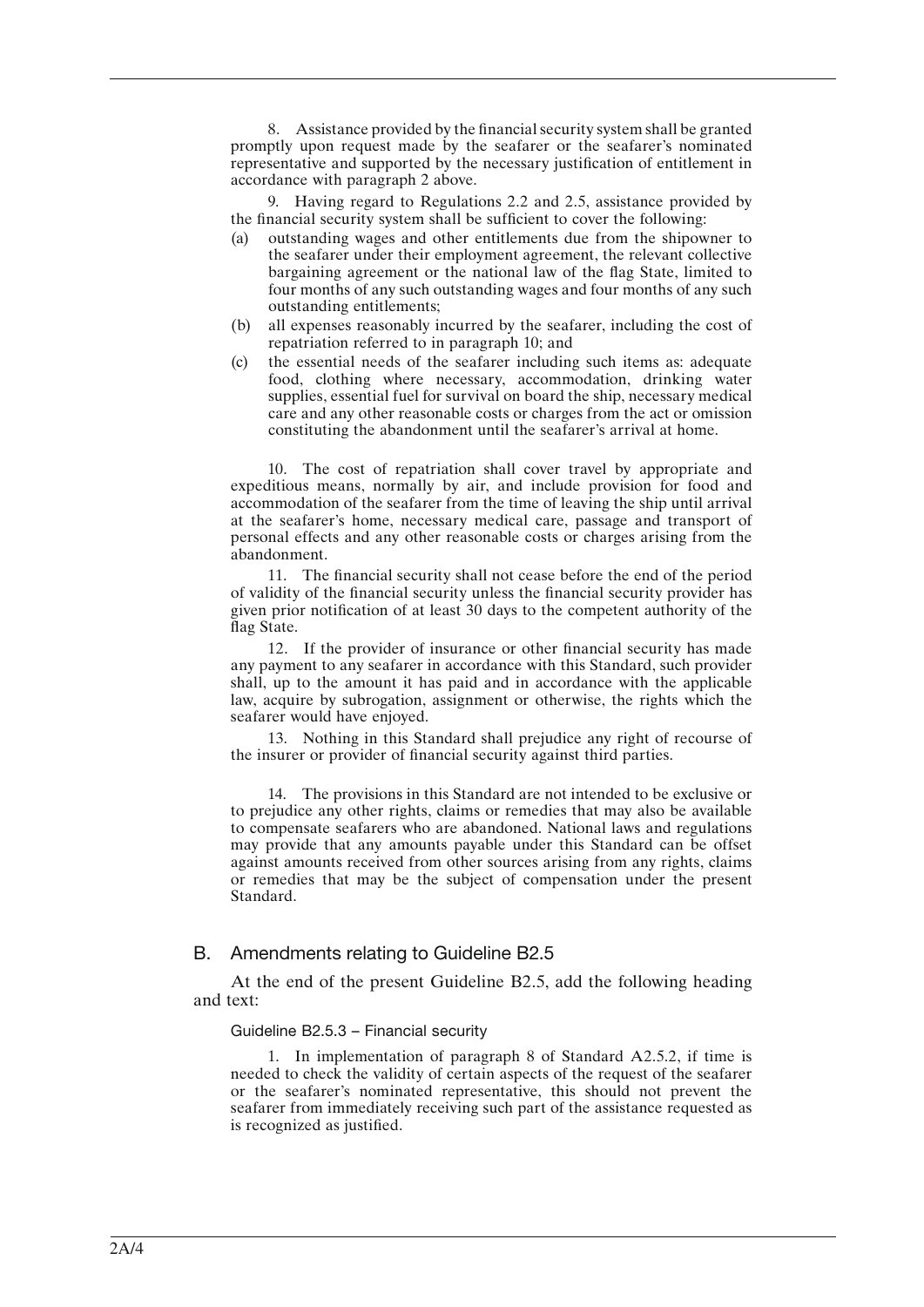8. Assistance provided by the financial security system shall be granted promptly upon request made by the seafarer or the seafarer's nominated representative and supported by the necessary justification of entitlement in accordance with paragraph 2 above.

9. Having regard to Regulations 2.2 and 2.5, assistance provided by the financial security system shall be sufficient to cover the following:

(a) outstanding wages and other entitlements due from the shipowner to the seafarer under their employment agreement, the relevant collective bargaining agreement or the national law of the flag State, limited to four months of any such outstanding wages and four months of any such outstanding entitlements;

(b) all expenses reasonably incurred by the seafarer, including the cost of repatriation referred to in paragraph 10; and

(c) the essential needs of the seafarer including such items as: adequate food, clothing where necessary, accommodation, drinking water supplies, essential fuel for survival on board the ship, necessary medical care and any other reasonable costs or charges from the act or omission constituting the abandonment until the seafarer's arrival at home.

10. The cost of repatriation shall cover travel by appropriate and expeditious means, normally by air, and include provision for food and accommodation of the seafarer from the time of leaving the ship until arrival at the seafarer's home, necessary medical care, passage and transport of personal effects and any other reasonable costs or charges arising from the abandonment.

11. The financial security shall not cease before the end of the period of validity of the financial security unless the financial security provider has given prior notification of at least 30 days to the competent authority of the flag State.

12. If the provider of insurance or other financial security has made any payment to any seafarer in accordance with this Standard, such provider shall, up to the amount it has paid and in accordance with the applicable law, acquire by subrogation, assignment or otherwise, the rights which the seafarer would have enjoyed.

13. Nothing in this Standard shall prejudice any right of recourse of the insurer or provider of financial security against third parties.

14. The provisions in this Standard are not intended to be exclusive or to prejudice any other rights, claims or remedies that may also be available to compensate seafarers who are abandoned. National laws and regulations may provide that any amounts payable under this Standard can be offset against amounts received from other sources arising from any rights, claims or remedies that may be the subject of compensation under the present Standard.

## B. Amendments relating to Guideline B2.5

At the end of the present Guideline B2.5, add the following heading and text:

### Guideline B2.5.3 – Financial security

1. In implementation of paragraph 8 of Standard A2.5.2, if time is needed to check the validity of certain aspects of the request of the seafarer or the seafarer's nominated representative, this should not prevent the seafarer from immediately receiving such part of the assistance requested as is recognized as justified.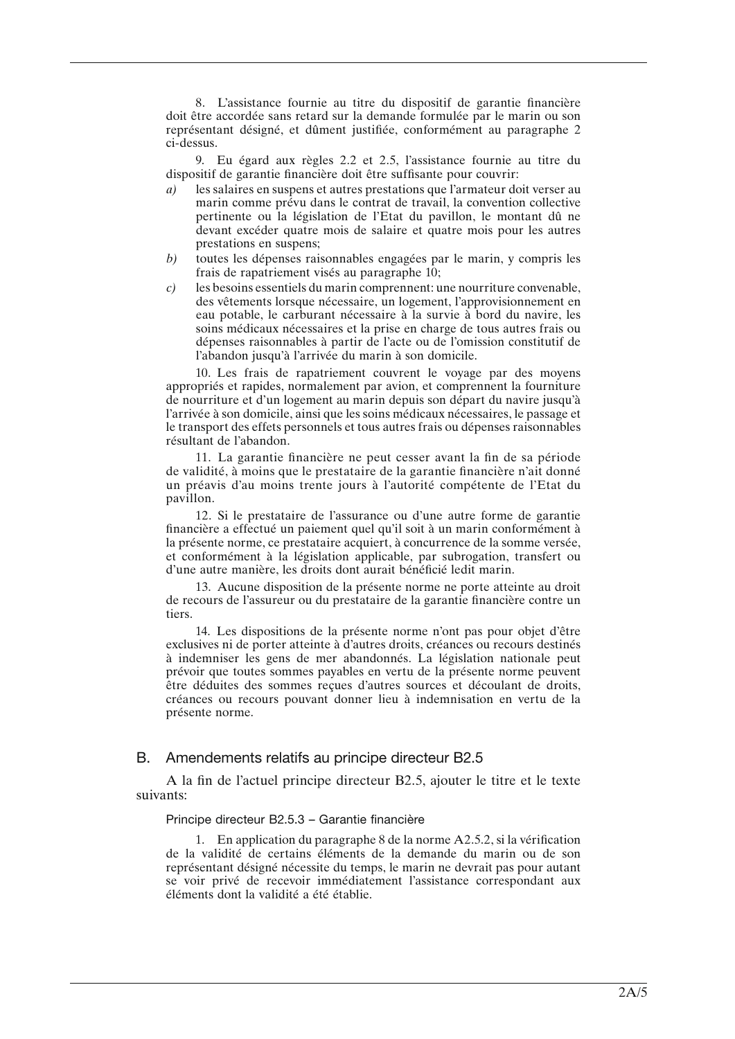8. L'assistance fournie au titre du dispositif de garantie financière doit être accordée sans retard sur la demande formulée par le marin ou son représentant désigné, et dûment justifiée, conformément au paragraphe 2 ci-dessus.

9. Eu égard aux règles 2.2 et 2.5, l'assistance fournie au titre du dispositif de garantie financière doit être suffisante pour couvrir:

*a)* les salaires en suspens et autres prestations que l'armateur doit verser au marin comme prévu dans le contrat de travail, la convention collective pertinente ou la législation de l'Etat du pavillon, le montant dû ne devant excéder quatre mois de salaire et quatre mois pour les autres prestations en suspens;

*b)* toutes les dépenses raisonnables engagées par le marin, y compris les frais de rapatriement visés au paragraphe 10;

*c)* les besoins essentiels du marin comprennent: une nourriture convenable, des vêtements lorsque nécessaire, un logement, l'approvisionnement en eau potable, le carburant nécessaire à la survie à bord du navire, les soins médicaux nécessaires et la prise en charge de tous autres frais ou dépenses raisonnables à partir de l'acte ou de l'omission constitutif de l'abandon jusqu'à l'arrivée du marin à son domicile.

10. Les frais de rapatriement couvrent le voyage par des moyens appropriés et rapides, normalement par avion, et comprennent la fourniture de nourriture et d'un logement au marin depuis son départ du navire jusqu'à l'arrivée à son domicile, ainsi que les soins médicaux nécessaires, le passage et le transport des effets personnels et tous autres frais ou dépenses raisonnables résultant de l'abandon.

11. La garantie financière ne peut cesser avant la fin de sa période de validité, à moins que le prestataire de la garantie financière n'ait donné un préavis d'au moins trente jours à l'autorité compétente de l'Etat du pavillon.

12. Si le prestataire de l'assurance ou d'une autre forme de garantie financière a effectué un paiement quel qu'il soit à un marin conformément à la présente norme, ce prestataire acquiert, à concurrence de la somme versée, et conformément à la législation applicable, par subrogation, transfert ou d'une autre manière, les droits dont aurait bénéficié ledit marin.

13. Aucune disposition de la présente norme ne porte atteinte au droit de recours de l'assureur ou du prestataire de la garantie financière contre un tiers.

14. Les dispositions de la présente norme n'ont pas pour objet d'être exclusives ni de porter atteinte à d'autres droits, créances ou recours destinés à indemniser les gens de mer abandonnés. La législation nationale peut prévoir que toutes sommes payables en vertu de la présente norme peuvent être déduites des sommes reçues d'autres sources et découlant de droits, créances ou recours pouvant donner lieu à indemnisation en vertu de la présente norme.

## B. Amendements relatifs au principe directeur B2.5

A la fin de l'actuel principe directeur B2.5, ajouter le titre et le texte suivants:

### Principe directeur B2.5.3 – Garantie financière

1. En application du paragraphe 8 de la norme A2.5.2, si la vérification de la validité de certains éléments de la demande du marin ou de son représentant désigné nécessite du temps, le marin ne devrait pas pour autant se voir privé de recevoir immédiatement l'assistance correspondant aux éléments dont la validité a été établie.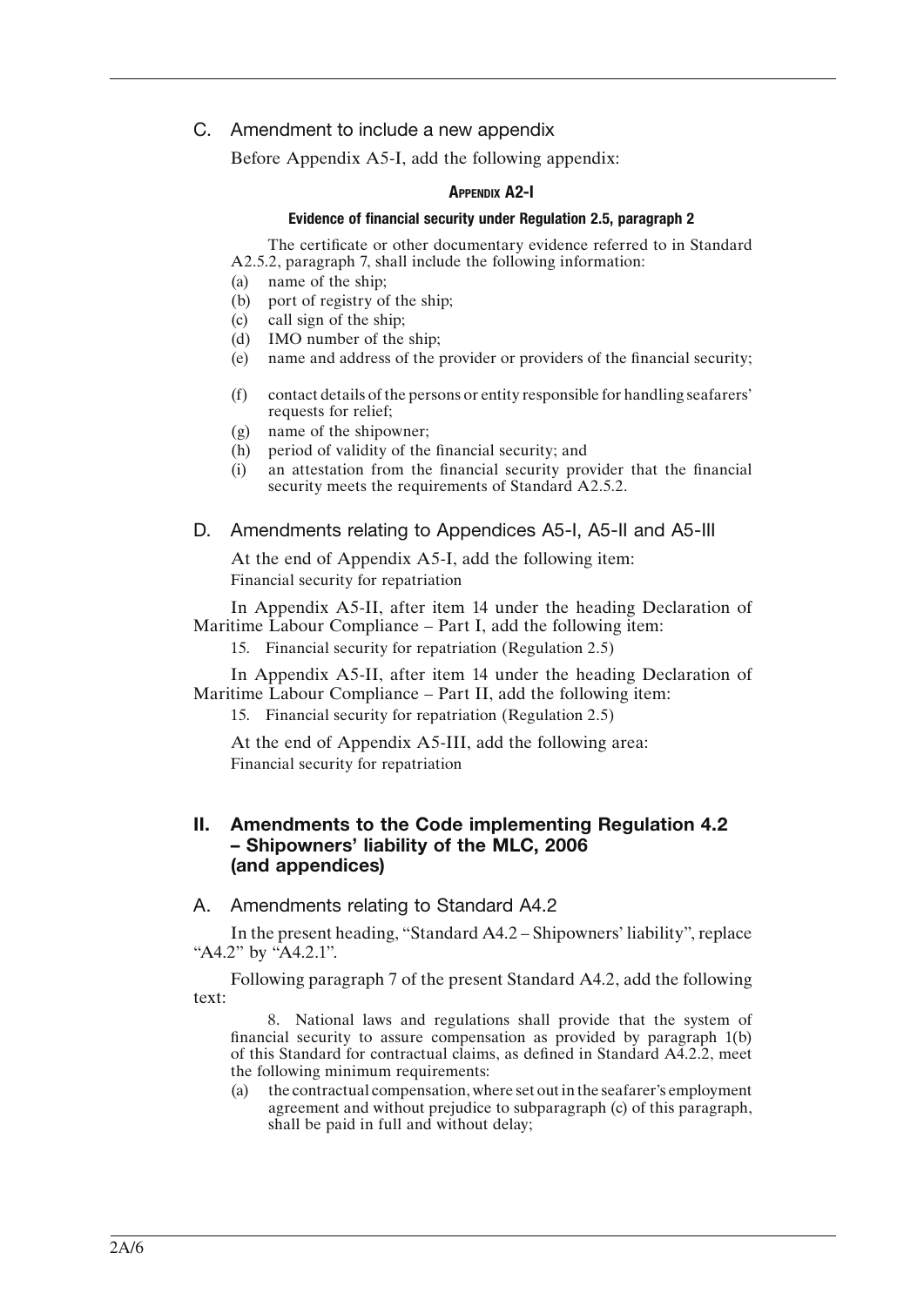### C. Amendment to include a new appendix

Before Appendix A5-I, add the following appendix:

#### Appendix A2-I

##### Evidence of financial security under Regulation 2.5, paragraph 2

The certificate or other documentary evidence referred to in Standard A2.5.2, paragraph 7, shall include the following information:

(a) name of the ship;
(b) port of registry of the ship;
(c) call sign of the ship;
(d) IMO number of the ship;
(e) name and address of the provider or providers of the financial security;
(f) contact details of the persons or entity responsible for handling seafarers' requests for relief;
(g) name of the shipowner;
(h) period of validity of the financial security; and
(i) an attestation from the financial security provider that the financial security meets the requirements of Standard A2.5.2.

### D. Amendments relating to Appendices A5-I, A5-II and A5-III

At the end of Appendix A5-I, add the following item:
Financial security for repatriation

In Appendix A5-II, after item 14 under the heading Declaration of Maritime Labour Compliance – Part I, add the following item:

15. Financial security for repatriation (Regulation 2.5)

In Appendix A5-II, after item 14 under the heading Declaration of Maritime Labour Compliance – Part II, add the following item:

15. Financial security for repatriation (Regulation 2.5)

At the end of Appendix A5-III, add the following area:
Financial security for repatriation

## II. Amendments to the Code implementing Regulation 4.2 – Shipowners' liability of the MLC, 2006 (and appendices)

### A. Amendments relating to Standard A4.2

In the present heading, "Standard A4.2 – Shipowners' liability", replace "A4.2" by "A4.2.1".

Following paragraph 7 of the present Standard A4.2, add the following text:

8. National laws and regulations shall provide that the system of financial security to assure compensation as provided by paragraph 1(b) of this Standard for contractual claims, as defined in Standard A4.2.2, meet the following minimum requirements:

(a) the contractual compensation, where set out in the seafarer's employment agreement and without prejudice to subparagraph (c) of this paragraph, shall be paid in full and without delay;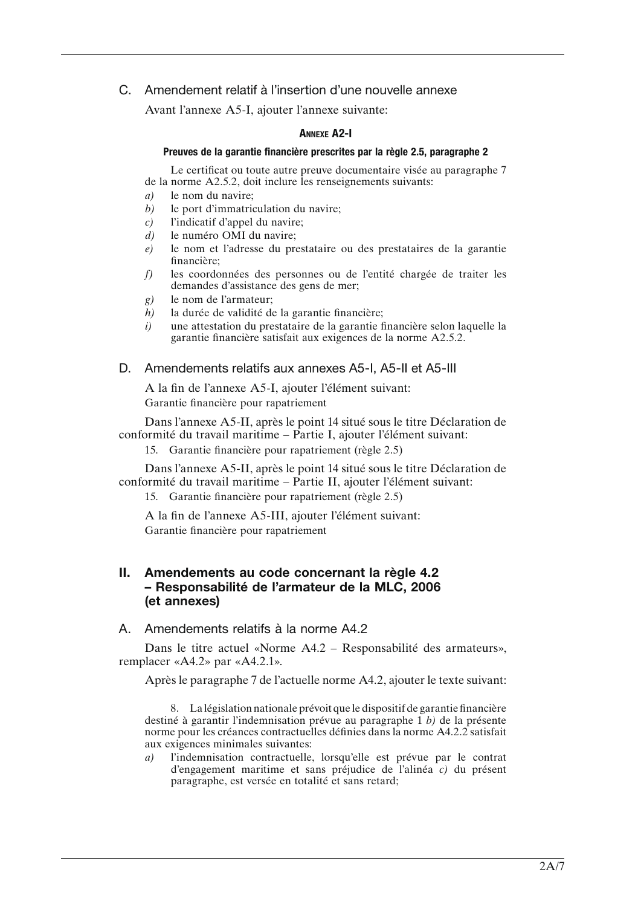### C. Amendement relatif à l'insertion d'une nouvelle annexe

Avant l'annexe A5-I, ajouter l'annexe suivante:

#### Annexe A2-I

**Preuves de la garantie financière prescrites par la règle 2.5, paragraphe 2**

Le certificat ou toute autre preuve documentaire visée au paragraphe 7 de la norme A2.5.2, doit inclure les renseignements suivants:

*a)* le nom du navire;

*b)* le port d'immatriculation du navire;

*c)* l'indicatif d'appel du navire;

*d)* le numéro OMI du navire;

*e)* le nom et l'adresse du prestataire ou des prestataires de la garantie financière;

*f)* les coordonnées des personnes ou de l'entité chargée de traiter les demandes d'assistance des gens de mer;

*g)* le nom de l'armateur;

*h)* la durée de validité de la garantie financière;

*i)* une attestation du prestataire de la garantie financière selon laquelle la garantie financière satisfait aux exigences de la norme A2.5.2.

### D. Amendements relatifs aux annexes A5-I, A5-II et A5-III

A la fin de l'annexe A5-I, ajouter l'élément suivant:

Garantie financière pour rapatriement

Dans l'annexe A5-II, après le point 14 situé sous le titre Déclaration de conformité du travail maritime – Partie I, ajouter l'élément suivant:

15. Garantie financière pour rapatriement (règle 2.5)

Dans l'annexe A5-II, après le point 14 situé sous le titre Déclaration de conformité du travail maritime – Partie II, ajouter l'élément suivant:

15. Garantie financière pour rapatriement (règle 2.5)

A la fin de l'annexe A5-III, ajouter l'élément suivant:

Garantie financière pour rapatriement

## II. Amendements au code concernant la règle 4.2 – Responsabilité de l'armateur de la MLC, 2006 (et annexes)

### A. Amendements relatifs à la norme A4.2

Dans le titre actuel «Norme A4.2 – Responsabilité des armateurs», remplacer «A4.2» par «A4.2.1».

Après le paragraphe 7 de l'actuelle norme A4.2, ajouter le texte suivant:

8. La législation nationale prévoit que le dispositif de garantie financière destiné à garantir l'indemnisation prévue au paragraphe 1 *b)* de la présente norme pour les créances contractuelles définies dans la norme A4.2.2 satisfait aux exigences minimales suivantes:

*a)* l'indemnisation contractuelle, lorsqu'elle est prévue par le contrat d'engagement maritime et sans préjudice de l'alinéa *c)* du présent paragraphe, est versée en totalité et sans retard;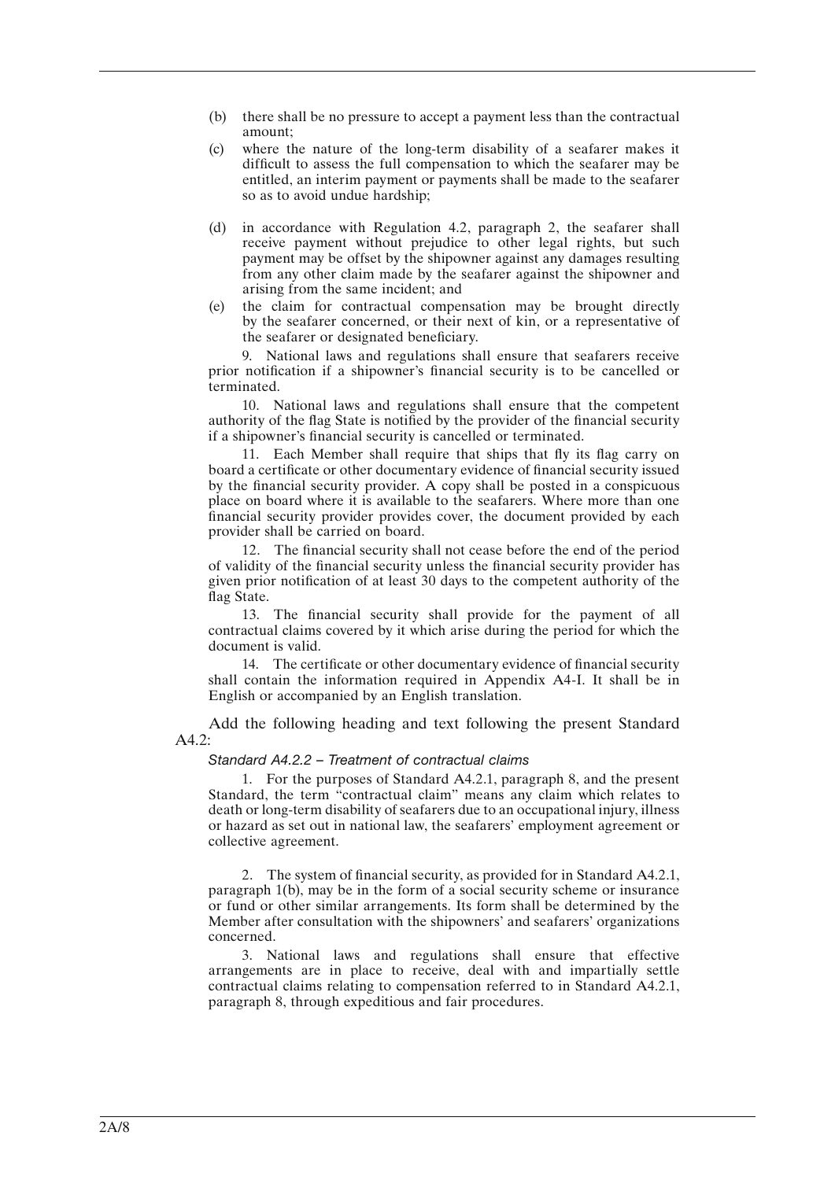(b) there shall be no pressure to accept a payment less than the contractual amount;

(c) where the nature of the long-term disability of a seafarer makes it difficult to assess the full compensation to which the seafarer may be entitled, an interim payment or payments shall be made to the seafarer so as to avoid undue hardship;

(d) in accordance with Regulation 4.2, paragraph 2, the seafarer shall receive payment without prejudice to other legal rights, but such payment may be offset by the shipowner against any damages resulting from any other claim made by the seafarer against the shipowner and arising from the same incident; and

(e) the claim for contractual compensation may be brought directly by the seafarer concerned, or their next of kin, or a representative of the seafarer or designated beneficiary.

9. National laws and regulations shall ensure that seafarers receive prior notification if a shipowner's financial security is to be cancelled or terminated.

10. National laws and regulations shall ensure that the competent authority of the flag State is notified by the provider of the financial security if a shipowner's financial security is cancelled or terminated.

11. Each Member shall require that ships that fly its flag carry on board a certificate or other documentary evidence of financial security issued by the financial security provider. A copy shall be posted in a conspicuous place on board where it is available to the seafarers. Where more than one financial security provider provides cover, the document provided by each provider shall be carried on board.

12. The financial security shall not cease before the end of the period of validity of the financial security unless the financial security provider has given prior notification of at least 30 days to the competent authority of the flag State.

13. The financial security shall provide for the payment of all contractual claims covered by it which arise during the period for which the document is valid.

14. The certificate or other documentary evidence of financial security shall contain the information required in Appendix A4-I. It shall be in English or accompanied by an English translation.

Add the following heading and text following the present Standard A4.2:

*Standard A4.2.2 – Treatment of contractual claims*

1. For the purposes of Standard A4.2.1, paragraph 8, and the present Standard, the term "contractual claim" means any claim which relates to death or long-term disability of seafarers due to an occupational injury, illness or hazard as set out in national law, the seafarers' employment agreement or collective agreement.

2. The system of financial security, as provided for in Standard A4.2.1, paragraph 1(b), may be in the form of a social security scheme or insurance or fund or other similar arrangements. Its form shall be determined by the Member after consultation with the shipowners' and seafarers' organizations concerned.

3. National laws and regulations shall ensure that effective arrangements are in place to receive, deal with and impartially settle contractual claims relating to compensation referred to in Standard A4.2.1, paragraph 8, through expeditious and fair procedures.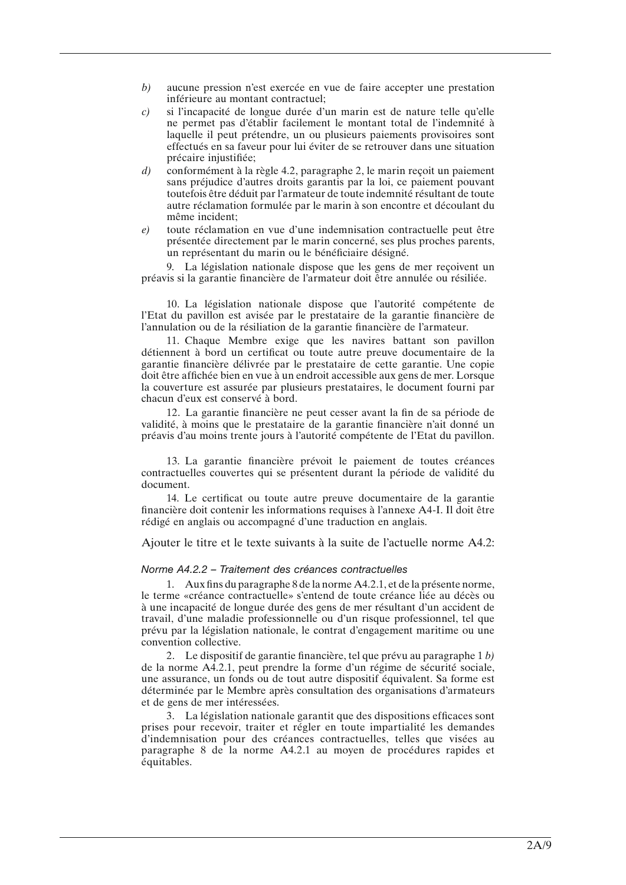*b)* aucune pression n'est exercée en vue de faire accepter une prestation inférieure au montant contractuel;

*c)* si l'incapacité de longue durée d'un marin est de nature telle qu'elle ne permet pas d'établir facilement le montant total de l'indemnité à laquelle il peut prétendre, un ou plusieurs paiements provisoires sont effectués en sa faveur pour lui éviter de se retrouver dans une situation précaire injustifiée;

*d)* conformément à la règle 4.2, paragraphe 2, le marin reçoit un paiement sans préjudice d'autres droits garantis par la loi, ce paiement pouvant toutefois être déduit par l'armateur de toute indemnité résultant de toute autre réclamation formulée par le marin à son encontre et découlant du même incident;

*e)* toute réclamation en vue d'une indemnisation contractuelle peut être présentée directement par le marin concerné, ses plus proches parents, un représentant du marin ou le bénéficiaire désigné.

9. La législation nationale dispose que les gens de mer reçoivent un préavis si la garantie financière de l'armateur doit être annulée ou résiliée.

10. La législation nationale dispose que l'autorité compétente de l'Etat du pavillon est avisée par le prestataire de la garantie financière de l'annulation ou de la résiliation de la garantie financière de l'armateur.

11. Chaque Membre exige que les navires battant son pavillon détiennent à bord un certificat ou toute autre preuve documentaire de la garantie financière délivrée par le prestataire de cette garantie. Une copie doit être affichée bien en vue à un endroit accessible aux gens de mer. Lorsque la couverture est assurée par plusieurs prestataires, le document fourni par chacun d'eux est conservé à bord.

12. La garantie financière ne peut cesser avant la fin de sa période de validité, à moins que le prestataire de la garantie financière n'ait donné un préavis d'au moins trente jours à l'autorité compétente de l'Etat du pavillon.

13. La garantie financière prévoit le paiement de toutes créances contractuelles couvertes qui se présentent durant la période de validité du document.

14. Le certificat ou toute autre preuve documentaire de la garantie financière doit contenir les informations requises à l'annexe A4-I. Il doit être rédigé en anglais ou accompagné d'une traduction en anglais.

Ajouter le titre et le texte suivants à la suite de l'actuelle norme A4.2:

*Norme A4.2.2 – Traitement des créances contractuelles*

1. Aux fins du paragraphe 8 de la norme A4.2.1, et de la présente norme, le terme «créance contractuelle» s'entend de toute créance liée au décès ou à une incapacité de longue durée des gens de mer résultant d'un accident de travail, d'une maladie professionnelle ou d'un risque professionnel, tel que prévu par la législation nationale, le contrat d'engagement maritime ou une convention collective.

2. Le dispositif de garantie financière, tel que prévu au paragraphe 1 *b)* de la norme A4.2.1, peut prendre la forme d'un régime de sécurité sociale, une assurance, un fonds ou de tout autre dispositif équivalent. Sa forme est déterminée par le Membre après consultation des organisations d'armateurs et de gens de mer intéressées.

3. La législation nationale garantit que des dispositions efficaces sont prises pour recevoir, traiter et régler en toute impartialité les demandes d'indemnisation pour des créances contractuelles, telles que visées au paragraphe 8 de la norme A4.2.1 au moyen de procédures rapides et équitables.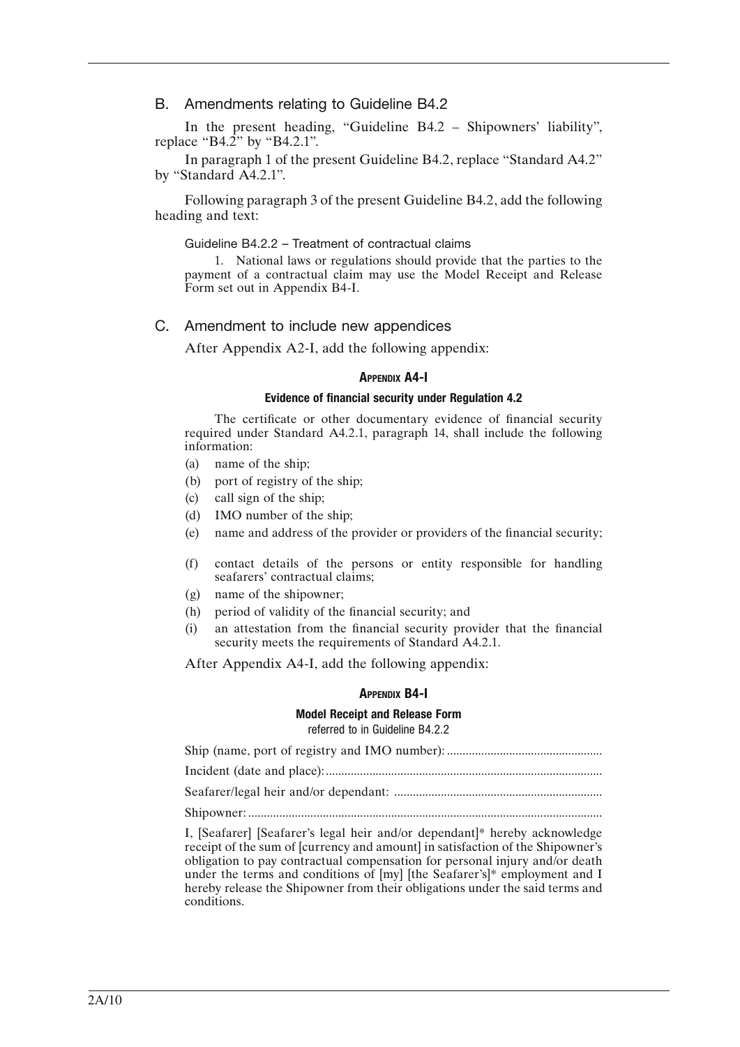## B. Amendments relating to Guideline B4.2

In the present heading, "Guideline B4.2 – Shipowners' liability", replace "B4.2" by "B4.2.1".

In paragraph 1 of the present Guideline B4.2, replace "Standard A4.2" by "Standard A4.2.1".

Following paragraph 3 of the present Guideline B4.2, add the following heading and text:

> Guideline B4.2.2 – Treatment of contractual claims
>
> 1. National laws or regulations should provide that the parties to the payment of a contractual claim may use the Model Receipt and Release Form set out in Appendix B4-I.

## C. Amendment to include new appendices

After Appendix A2-I, add the following appendix:

### Appendix A4-I

#### Evidence of financial security under Regulation 4.2

The certificate or other documentary evidence of financial security required under Standard A4.2.1, paragraph 14, shall include the following information:

(a) name of the ship;

(b) port of registry of the ship;

(c) call sign of the ship;

(d) IMO number of the ship;

(e) name and address of the provider or providers of the financial security;

(f) contact details of the persons or entity responsible for handling seafarers' contractual claims;

(g) name of the shipowner;

(h) period of validity of the financial security; and

(i) an attestation from the financial security provider that the financial security meets the requirements of Standard A4.2.1.

After Appendix A4-I, add the following appendix:

### Appendix B4-I

#### Model Receipt and Release Form

referred to in Guideline B4.2.2

Ship (name, port of registry and IMO number): .................................................

Incident (date and place): ........................................................................................

Seafarer/legal heir and/or dependant: ..................................................................

Shipowner: ................................................................................................................

I, [Seafarer] [Seafarer's legal heir and/or dependant]* hereby acknowledge receipt of the sum of [currency and amount] in satisfaction of the Shipowner's obligation to pay contractual compensation for personal injury and/or death under the terms and conditions of [my] [the Seafarer's]* employment and I hereby release the Shipowner from their obligations under the said terms and conditions.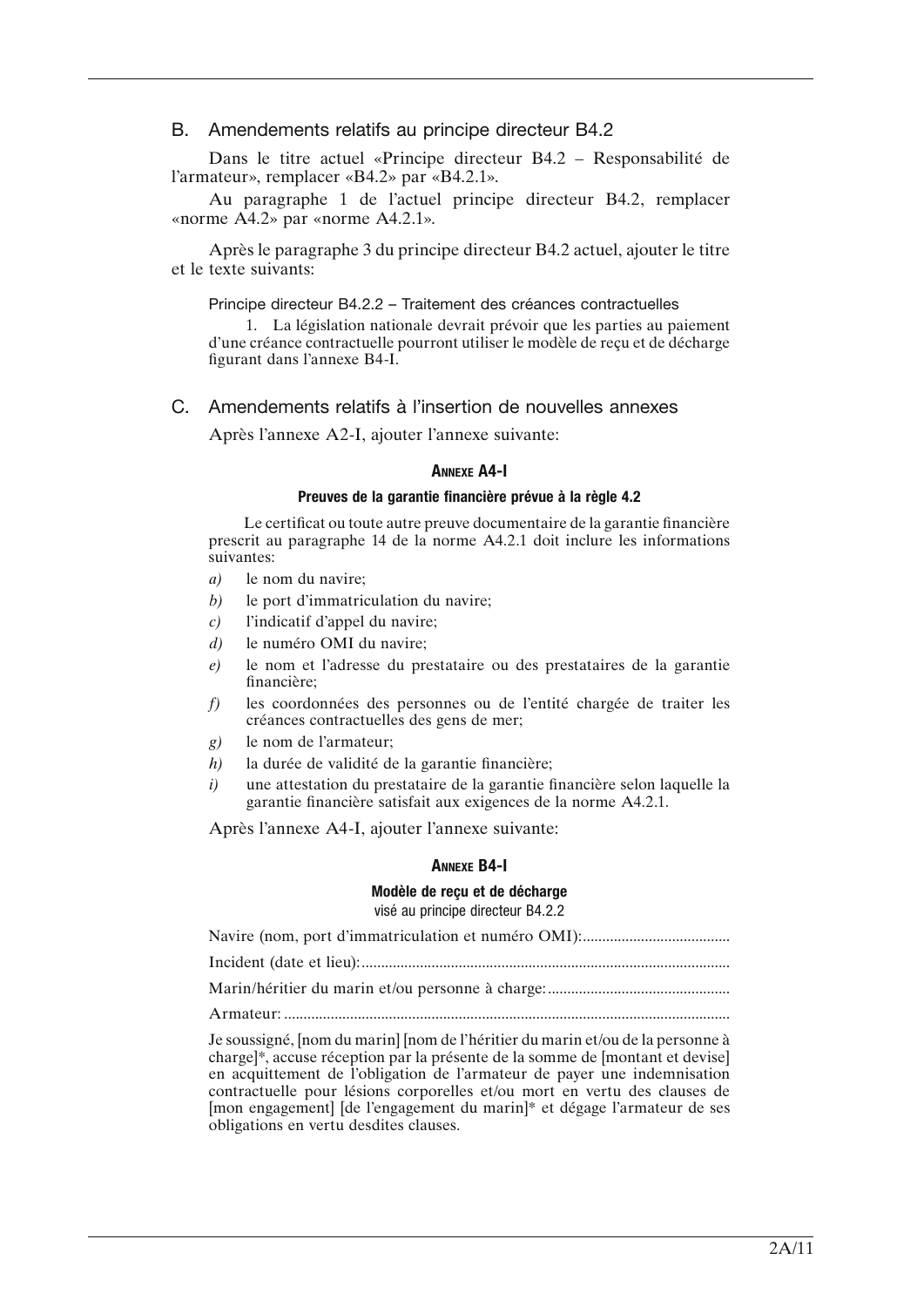## B. Amendements relatifs au principe directeur B4.2

Dans le titre actuel «Principe directeur B4.2 – Responsabilité de l'armateur», remplacer «B4.2» par «B4.2.1».

Au paragraphe 1 de l'actuel principe directeur B4.2, remplacer «norme A4.2» par «norme A4.2.1».

Après le paragraphe 3 du principe directeur B4.2 actuel, ajouter le titre et le texte suivants:

Principe directeur B4.2.2 – Traitement des créances contractuelles

1. La législation nationale devrait prévoir que les parties au paiement d'une créance contractuelle pourront utiliser le modèle de reçu et de décharge figurant dans l'annexe B4-I.

## C. Amendements relatifs à l'insertion de nouvelles annexes

Après l'annexe A2-I, ajouter l'annexe suivante:

### ANNEXE A4-I

**Preuves de la garantie financière prévue à la règle 4.2**

Le certificat ou toute autre preuve documentaire de la garantie financière prescrit au paragraphe 14 de la norme A4.2.1 doit inclure les informations suivantes:

*a)* le nom du navire;

*b)* le port d'immatriculation du navire;

*c)* l'indicatif d'appel du navire;

*d)* le numéro OMI du navire;

*e)* le nom et l'adresse du prestataire ou des prestataires de la garantie financière;

*f)* les coordonnées des personnes ou de l'entité chargée de traiter les créances contractuelles des gens de mer;

*g)* le nom de l'armateur;

*h)* la durée de validité de la garantie financière;

*i)* une attestation du prestataire de la garantie financière selon laquelle la garantie financière satisfait aux exigences de la norme A4.2.1.

Après l'annexe A4-I, ajouter l'annexe suivante:

### ANNEXE B4-I

**Modèle de reçu et de décharge**
visé au principe directeur B4.2.2

Navire (nom, port d'immatriculation et numéro OMI):......................................

Incident (date et lieu):..............................................................................................

Marin/héritier du marin et/ou personne à charge:...............................................

Armateur:...................................................................................................................

Je soussigné, [nom du marin] [nom de l'héritier du marin et/ou de la personne à charge]*, accuse réception par la présente de la somme de [montant et devise] en acquittement de l'obligation de l'armateur de payer une indemnisation contractuelle pour lésions corporelles et/ou mort en vertu des clauses de [mon engagement] [de l'engagement du marin]* et dégage l'armateur de ses obligations en vertu desdites clauses.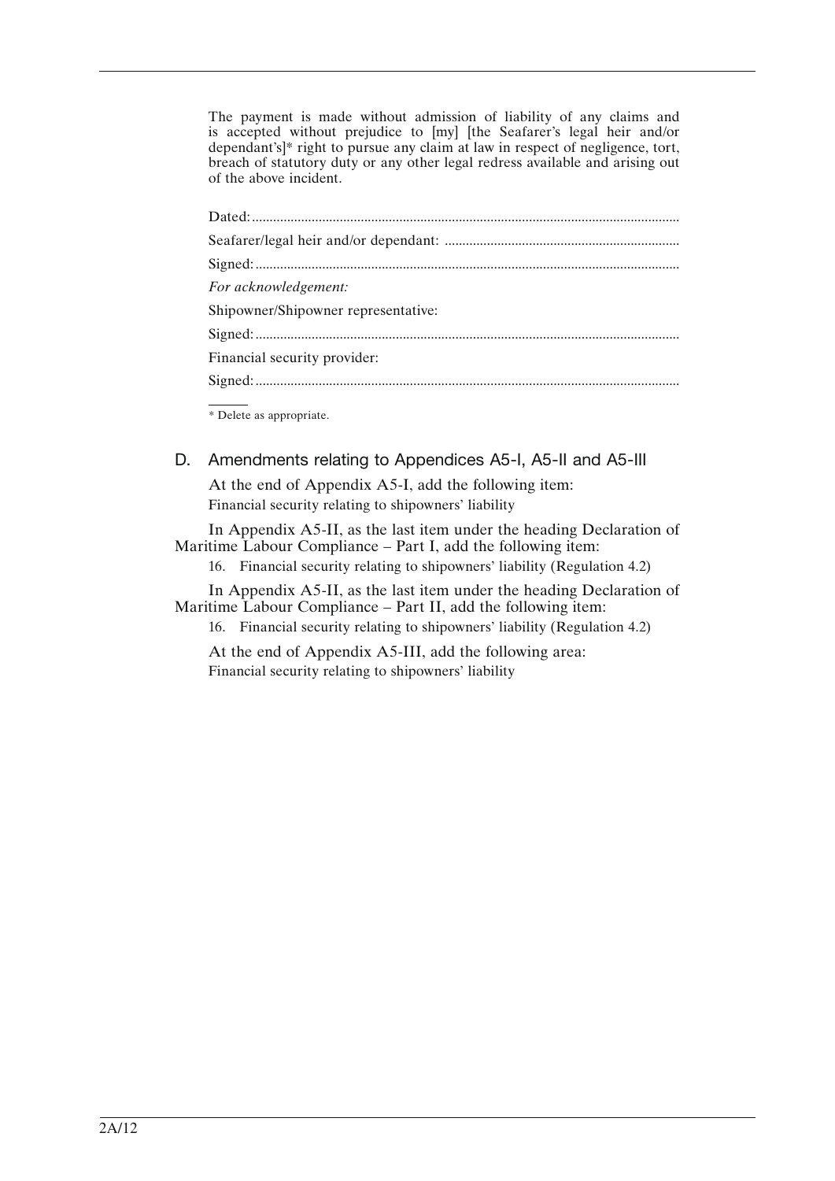The payment is made without admission of liability of any claims and is accepted without prejudice to [my] [the Seafarer's legal heir and/or dependant's]* right to pursue any claim at law in respect of negligence, tort, breach of statutory duty or any other legal redress available and arising out of the above incident.

Dated:.......................................................................................................................

Seafarer/legal heir and/or dependant: .................................................................

Signed:.......................................................................................................................

*For acknowledgement:*

Shipowner/Shipowner representative:

Signed:.......................................................................................................................

Financial security provider:

Signed:.......................................................................................................................

\* Delete as appropriate.

## D. Amendments relating to Appendices A5-I, A5-II and A5-III

At the end of Appendix A5-I, add the following item:

Financial security relating to shipowners' liability

In Appendix A5-II, as the last item under the heading Declaration of Maritime Labour Compliance – Part I, add the following item:

16. Financial security relating to shipowners' liability (Regulation 4.2)

In Appendix A5-II, as the last item under the heading Declaration of Maritime Labour Compliance – Part II, add the following item:

16. Financial security relating to shipowners' liability (Regulation 4.2)

At the end of Appendix A5-III, add the following area:

Financial security relating to shipowners' liability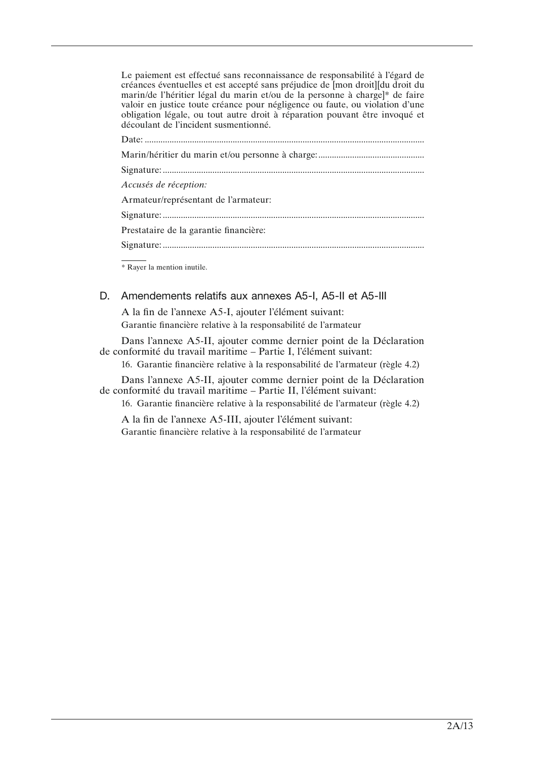Le paiement est effectué sans reconnaissance de responsabilité à l'égard de créances éventuelles et est accepté sans préjudice de [mon droit][du droit du marin/de l'héritier légal du marin et/ou de la personne à charge]* de faire valoir en justice toute créance pour négligence ou faute, ou violation d'une obligation légale, ou tout autre droit à réparation pouvant être invoqué et découlant de l'incident susmentionné.

Date: ..........................................................................................................................

Marin/héritier du marin et/ou personne à charge: ...............................................

Signature: ..................................................................................................................

*Accusés de réception:*

Armateur/représentant de l'armateur:

Signature: ..................................................................................................................

Prestataire de la garantie financière:

Signature: ..................................................................................................................

\* Rayer la mention inutile.

## D. Amendements relatifs aux annexes A5-I, A5-II et A5-III

A la fin de l'annexe A5-I, ajouter l'élément suivant:

Garantie financière relative à la responsabilité de l'armateur

Dans l'annexe A5-II, ajouter comme dernier point de la Déclaration de conformité du travail maritime – Partie I, l'élément suivant:

16. Garantie financière relative à la responsabilité de l'armateur (règle 4.2)

Dans l'annexe A5-II, ajouter comme dernier point de la Déclaration de conformité du travail maritime – Partie II, l'élément suivant:

16. Garantie financière relative à la responsabilité de l'armateur (règle 4.2)

A la fin de l'annexe A5-III, ajouter l'élément suivant:

Garantie financière relative à la responsabilité de l'armateur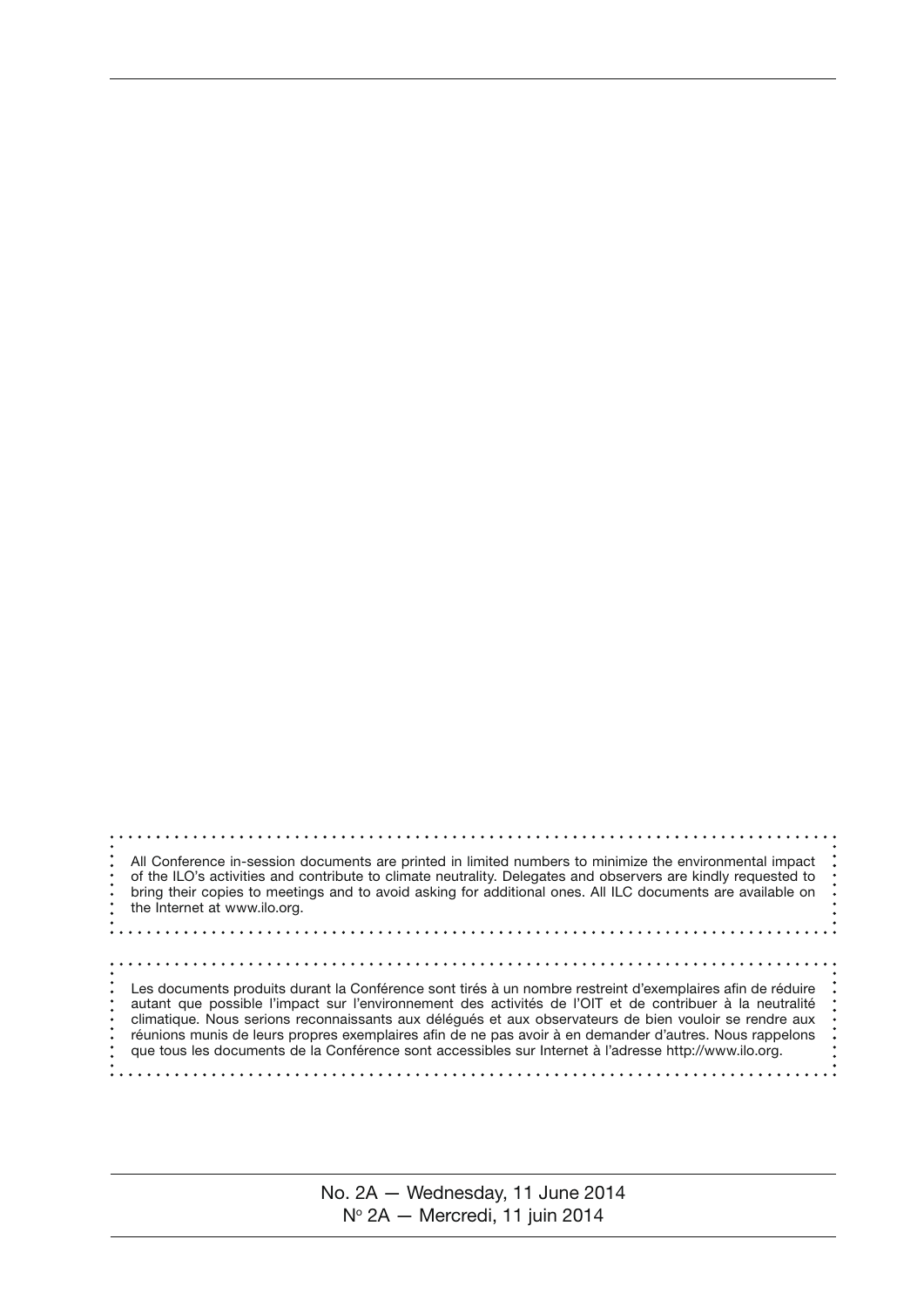All Conference in-session documents are printed in limited numbers to minimize the environmental impact of the ILO's activities and contribute to climate neutrality. Delegates and observers are kindly requested to bring their copies to meetings and to avoid asking for additional ones. All ILC documents are available on the Internet at www.ilo.org.

Les documents produits durant la Conférence sont tirés à un nombre restreint d'exemplaires afin de réduire autant que possible l'impact sur l'environnement des activités de l'OIT et de contribuer à la neutralité climatique. Nous serions reconnaissants aux délégués et aux observateurs de bien vouloir se rendre aux réunions munis de leurs propres exemplaires afin de ne pas avoir à en demander d'autres. Nous rappelons que tous les documents de la Conférence sont accessibles sur Internet à l'adresse http://www.ilo.org.